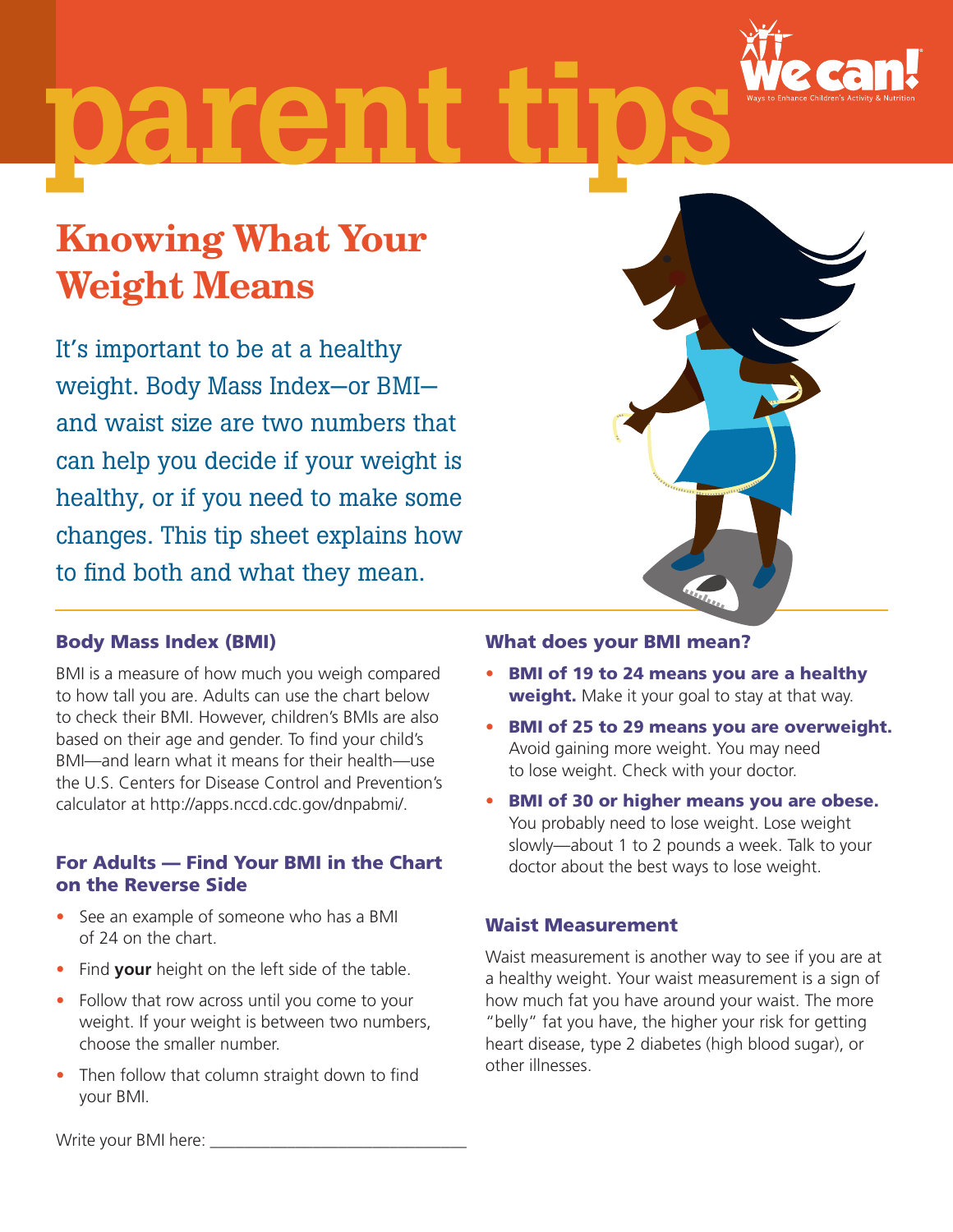# parent tips

We Can! Ways to Enhance Children's Activity & Nutrition

## Knowing What Your Weight Means

It's important to be at a healthy weight. Body Mass Index—or BMI—and waist size are two numbers that can help you decide if your weight is healthy, or if you need to make some changes. This tip sheet explains how to find both and what they mean.

### Body Mass Index (BMI)

BMI is a measure of how much you weigh compared to how tall you are. Adults can use the chart below to check their BMI. However, children's BMIs are also based on their age and gender. To find your child's BMI—and learn what it means for their health—use the U.S. Centers for Disease Control and Prevention's calculator at http://apps.nccd.cdc.gov/dnpabmi/.

### For Adults — Find Your BMI in the Chart on the Reverse Side

- See an example of someone who has a BMI of 24 on the chart.
- Find **your** height on the left side of the table.
- Follow that row across until you come to your weight. If your weight is between two numbers, choose the smaller number.
- Then follow that column straight down to find your BMI.

Write your BMI here: ______________________________

### What does your BMI mean?

- **BMI of 19 to 24 means you are a healthy weight.** Make it your goal to stay at that way.
- **BMI of 25 to 29 means you are overweight.** Avoid gaining more weight. You may need to lose weight. Check with your doctor.
- **BMI of 30 or higher means you are obese.** You probably need to lose weight. Lose weight slowly—about 1 to 2 pounds a week. Talk to your doctor about the best ways to lose weight.

### Waist Measurement

Waist measurement is another way to see if you are at a healthy weight. Your waist measurement is a sign of how much fat you have around your waist. The more "belly" fat you have, the higher your risk for getting heart disease, type 2 diabetes (high blood sugar), or other illnesses.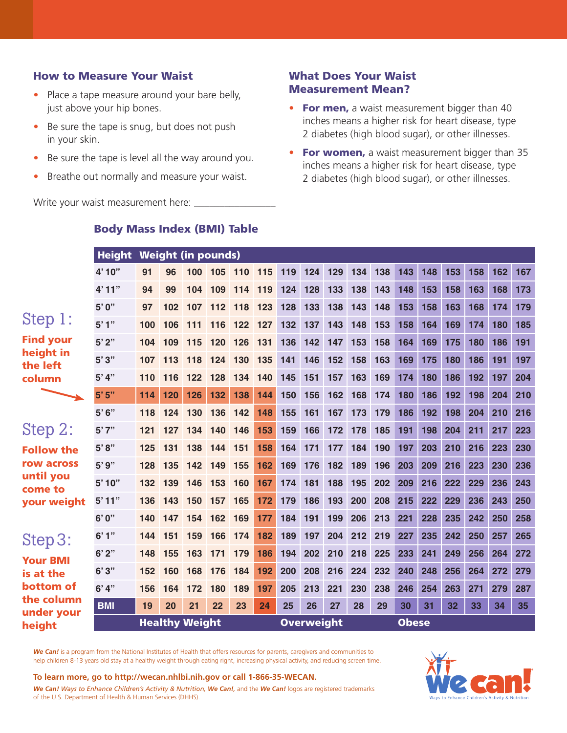## How to Measure Your Waist

- Place a tape measure around your bare belly, just above your hip bones.
- Be sure the tape is snug, but does not push in your skin.
- Be sure the tape is level all the way around you.
- Breathe out normally and measure your waist.

Write your waist measurement here: _______________

## What Does Your Waist Measurement Mean?

- **For men,** a waist measurement bigger than 40 inches means a higher risk for heart disease, type 2 diabetes (high blood sugar), or other illnesses.
- **For women,** a waist measurement bigger than 35 inches means a higher risk for heart disease, type 2 diabetes (high blood sugar), or other illnesses.

## Body Mass Index (BMI) Table

Step 1: **Find your height in the left column**

Step 2: **Follow the row across until you come to your weight**

Step 3: **Your BMI is at the bottom of the column under your height**

| Height | Weight (in pounds) | | | | | | | | | | | | | | | | |
|---|---|---|---|---|---|---|---|---|---|---|---|---|---|---|---|---|---|
| 4' 10" | 91 | 96 | 100 | 105 | 110 | 115 | 119 | 124 | 129 | 134 | 138 | 143 | 148 | 153 | 158 | 162 | 167 |
| 4' 11" | 94 | 99 | 104 | 109 | 114 | 119 | 124 | 128 | 133 | 138 | 143 | 148 | 153 | 158 | 163 | 168 | 173 |
| 5' 0" | 97 | 102 | 107 | 112 | 118 | 123 | 128 | 133 | 138 | 143 | 148 | 153 | 158 | 163 | 168 | 174 | 179 |
| 5' 1" | 100 | 106 | 111 | 116 | 122 | 127 | 132 | 137 | 143 | 148 | 153 | 158 | 164 | 169 | 174 | 180 | 185 |
| 5' 2" | 104 | 109 | 115 | 120 | 126 | 131 | 136 | 142 | 147 | 153 | 158 | 164 | 169 | 175 | 180 | 186 | 191 |
| 5' 3" | 107 | 113 | 118 | 124 | 130 | 135 | 141 | 146 | 152 | 158 | 163 | 169 | 175 | 180 | 186 | 191 | 197 |
| 5' 4" | 110 | 116 | 122 | 128 | 134 | 140 | 145 | 151 | 157 | 163 | 169 | 174 | 180 | 186 | 192 | 197 | 204 |
| 5' 5" | 114 | 120 | 126 | 132 | 138 | 144 | 150 | 156 | 162 | 168 | 174 | 180 | 186 | 192 | 198 | 204 | 210 |
| 5' 6" | 118 | 124 | 130 | 136 | 142 | 148 | 155 | 161 | 167 | 173 | 179 | 186 | 192 | 198 | 204 | 210 | 216 |
| 5' 7" | 121 | 127 | 134 | 140 | 146 | 153 | 159 | 166 | 172 | 178 | 185 | 191 | 198 | 204 | 211 | 217 | 223 |
| 5' 8" | 125 | 131 | 138 | 144 | 151 | 158 | 164 | 171 | 177 | 184 | 190 | 197 | 203 | 210 | 216 | 223 | 230 |
| 5' 9" | 128 | 135 | 142 | 149 | 155 | 162 | 169 | 176 | 182 | 189 | 196 | 203 | 209 | 216 | 223 | 230 | 236 |
| 5' 10" | 132 | 139 | 146 | 153 | 160 | 167 | 174 | 181 | 188 | 195 | 202 | 209 | 216 | 222 | 229 | 236 | 243 |
| 5' 11" | 136 | 143 | 150 | 157 | 165 | 172 | 179 | 186 | 193 | 200 | 208 | 215 | 222 | 229 | 236 | 243 | 250 |
| 6' 0" | 140 | 147 | 154 | 162 | 169 | 177 | 184 | 191 | 199 | 206 | 213 | 221 | 228 | 235 | 242 | 250 | 258 |
| 6' 1" | 144 | 151 | 159 | 166 | 174 | 182 | 189 | 197 | 204 | 212 | 219 | 227 | 235 | 242 | 250 | 257 | 265 |
| 6' 2" | 148 | 155 | 163 | 171 | 179 | 186 | 194 | 202 | 210 | 218 | 225 | 233 | 241 | 249 | 256 | 264 | 272 |
| 6' 3" | 152 | 160 | 168 | 176 | 184 | 192 | 200 | 208 | 216 | 224 | 232 | 240 | 248 | 256 | 264 | 272 | 279 |
| 6' 4" | 156 | 164 | 172 | 180 | 189 | 197 | 205 | 213 | 221 | 230 | 238 | 246 | 254 | 263 | 271 | 279 | 287 |
| **BMI** | 19 | 20 | 21 | 22 | 23 | 24 | 25 | 26 | 27 | 28 | 29 | 30 | 31 | 32 | 33 | 34 | 35 |
| | Healthy Weight | | | | | | Overweight | | | | | Obese | | | | | |

*We Can!* is a program from the National Institutes of Health that offers resources for parents, caregivers and communities to help children 8-13 years old stay at a healthy weight through eating right, increasing physical activity, and reducing screen time.

**To learn more, go to http://wecan.nhlbi.nih.gov or call 1-866-35-WECAN.**

*We Can! Ways to Enhance Children's Activity & Nutrition, We Can!,* and the *We Can!* logos are registered trademarks of the U.S. Department of Health & Human Services (DHHS).

we can! Ways to Enhance Children's Activity & Nutrition